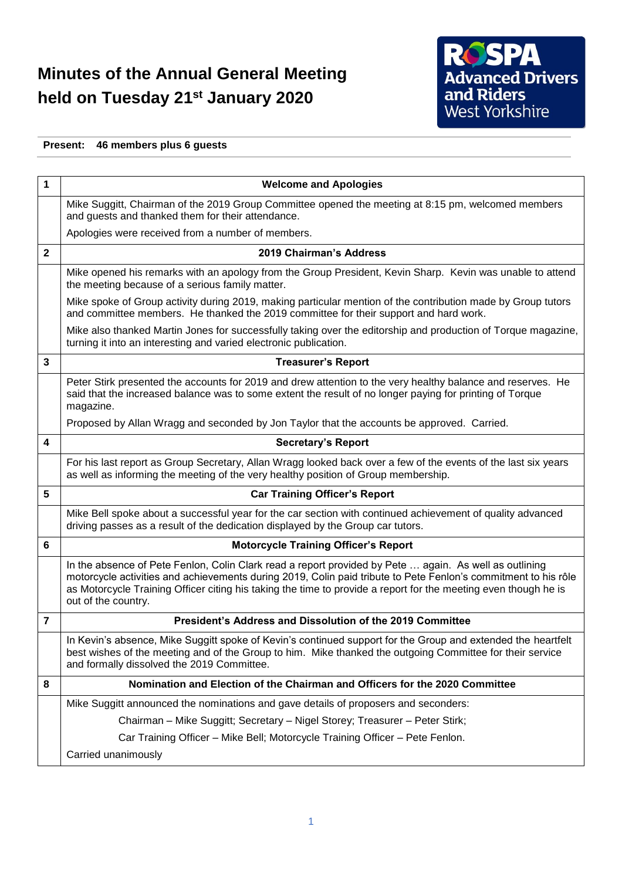# Minutes of the Annual General Meeting held on Tuesday 21st January 2020

RoSPA Advanced Drivers and Riders West Yorkshire

**Present: 46 members plus 6 guests**

| | |
|---|---|
| **1** | **Welcome and Apologies** |
| | Mike Suggitt, Chairman of the 2019 Group Committee opened the meeting at 8:15 pm, welcomed members and guests and thanked them for their attendance.<br><br>Apologies were received from a number of members. |
| **2** | **2019 Chairman's Address** |
| | Mike opened his remarks with an apology from the Group President, Kevin Sharp. Kevin was unable to attend the meeting because of a serious family matter.<br><br>Mike spoke of Group activity during 2019, making particular mention of the contribution made by Group tutors and committee members. He thanked the 2019 committee for their support and hard work.<br><br>Mike also thanked Martin Jones for successfully taking over the editorship and production of Torque magazine, turning it into an interesting and varied electronic publication. |
| **3** | **Treasurer's Report** |
| | Peter Stirk presented the accounts for 2019 and drew attention to the very healthy balance and reserves. He said that the increased balance was to some extent the result of no longer paying for printing of Torque magazine.<br><br>Proposed by Allan Wragg and seconded by Jon Taylor that the accounts be approved. Carried. |
| **4** | **Secretary's Report** |
| | For his last report as Group Secretary, Allan Wragg looked back over a few of the events of the last six years as well as informing the meeting of the very healthy position of Group membership. |
| **5** | **Car Training Officer's Report** |
| | Mike Bell spoke about a successful year for the car section with continued achievement of quality advanced driving passes as a result of the dedication displayed by the Group car tutors. |
| **6** | **Motorcycle Training Officer's Report** |
| | In the absence of Pete Fenlon, Colin Clark read a report provided by Pete … again. As well as outlining motorcycle activities and achievements during 2019, Colin paid tribute to Pete Fenlon's commitment to his rôle as Motorcycle Training Officer citing his taking the time to provide a report for the meeting even though he is out of the country. |
| **7** | **President's Address and Dissolution of the 2019 Committee** |
| | In Kevin's absence, Mike Suggitt spoke of Kevin's continued support for the Group and extended the heartfelt best wishes of the meeting and of the Group to him. Mike thanked the outgoing Committee for their service and formally dissolved the 2019 Committee. |
| **8** | **Nomination and Election of the Chairman and Officers for the 2020 Committee** |
| | Mike Suggitt announced the nominations and gave details of proposers and seconders:<br><br>Chairman – Mike Suggitt; Secretary – Nigel Storey; Treasurer – Peter Stirk;<br><br>Car Training Officer – Mike Bell; Motorcycle Training Officer – Pete Fenlon.<br><br>Carried unanimously |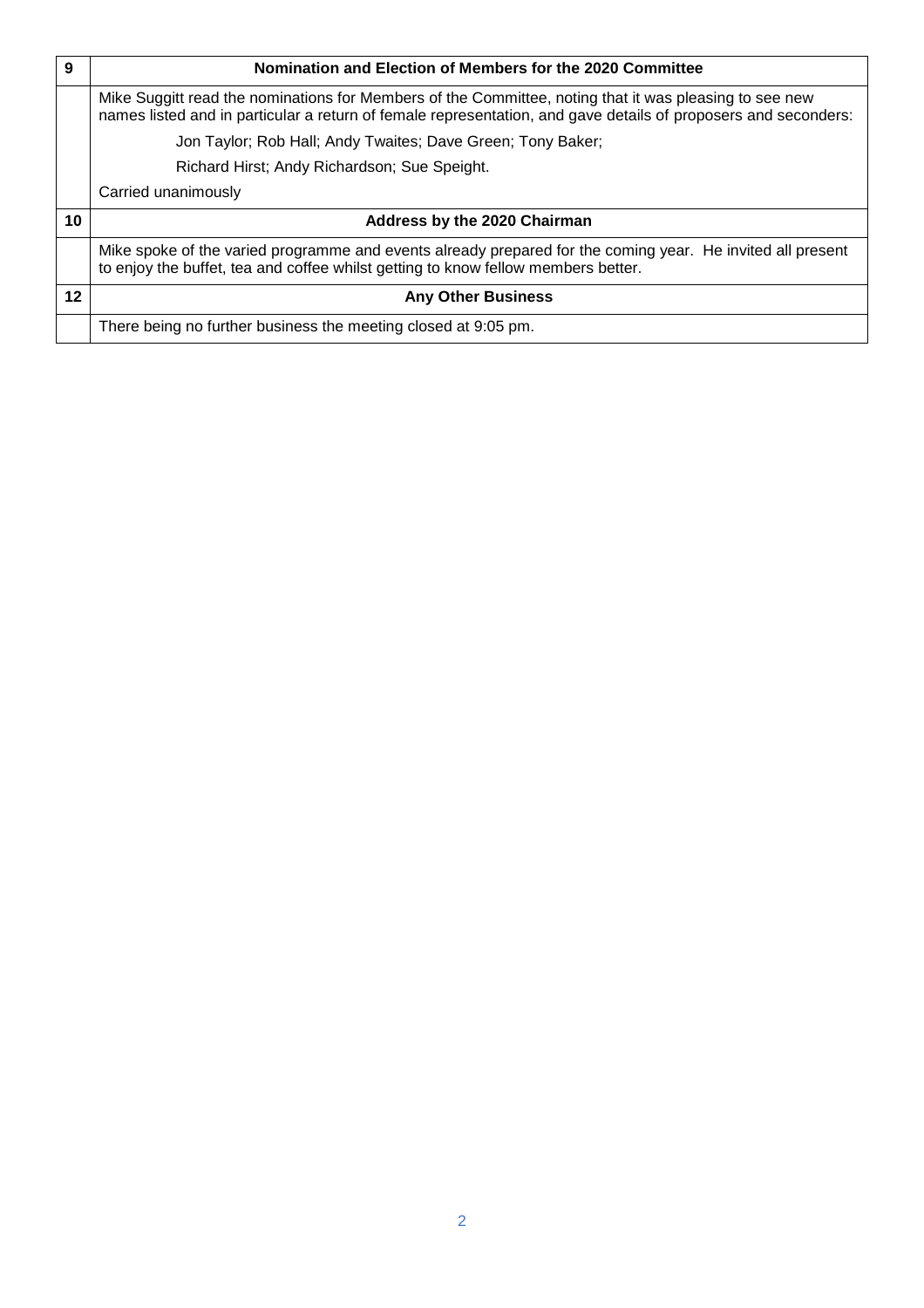| | |
|---|---|
| **9** | **Nomination and Election of Members for the 2020 Committee** |
| | Mike Suggitt read the nominations for Members of the Committee, noting that it was pleasing to see new names listed and in particular a return of female representation, and gave details of proposers and seconders: |
| | Jon Taylor; Rob Hall; Andy Twaites; Dave Green; Tony Baker; |
| | Richard Hirst; Andy Richardson; Sue Speight. |
| | Carried unanimously |
| **10** | **Address by the 2020 Chairman** |
| | Mike spoke of the varied programme and events already prepared for the coming year. He invited all present to enjoy the buffet, tea and coffee whilst getting to know fellow members better. |
| **12** | **Any Other Business** |
| | There being no further business the meeting closed at 9:05 pm. |